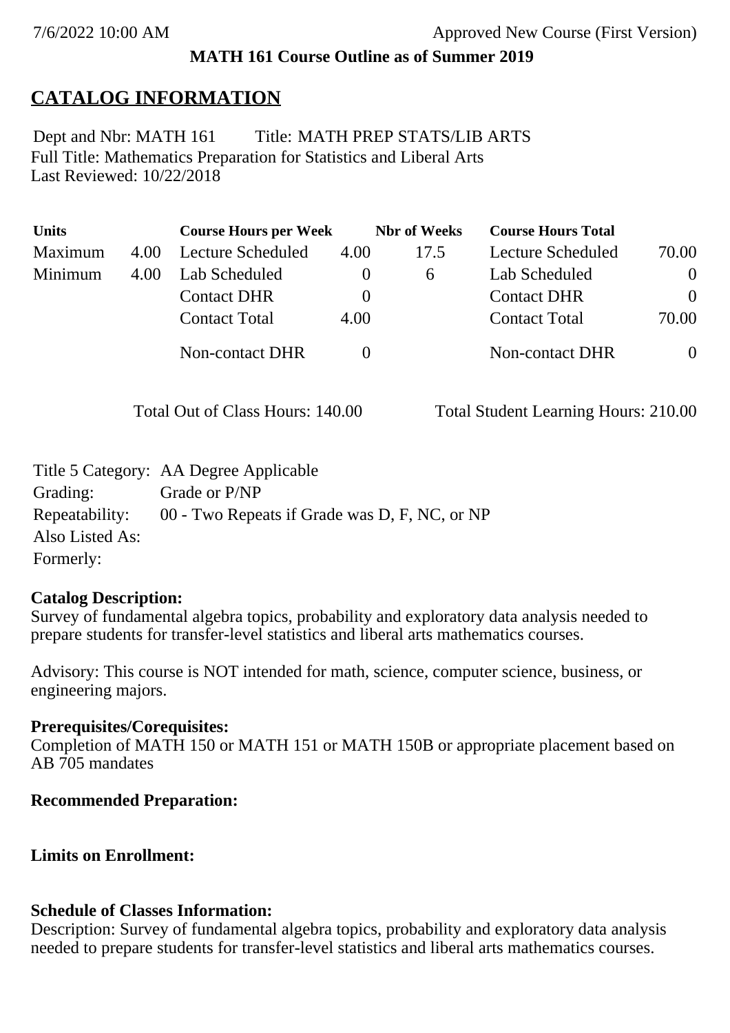7/6/2022 10:00 AM Approved New Course (First Version)

**MATH 161 Course Outline as of Summer 2019**

# CATALOG INFORMATION

Dept and Nbr: MATH 161 Title: MATH PREP STATS/LIB ARTS
Full Title: Mathematics Preparation for Statistics and Liberal Arts
Last Reviewed: 10/22/2018

| Units | | Course Hours per Week | | Nbr of Weeks | Course Hours Total | |
|---|---|---|---|---|---|---|
| Maximum | 4.00 | Lecture Scheduled | 4.00 | 17.5 | Lecture Scheduled | 70.00 |
| Minimum | 4.00 | Lab Scheduled | 0 | 6 | Lab Scheduled | 0 |
| | | Contact DHR | 0 | | Contact DHR | 0 |
| | | Contact Total | 4.00 | | Contact Total | 70.00 |
| | | Non-contact DHR | 0 | | Non-contact DHR | 0 |

Total Out of Class Hours: 140.00 Total Student Learning Hours: 210.00

Title 5 Category: AA Degree Applicable
Grading: Grade or P/NP
Repeatability: 00 - Two Repeats if Grade was D, F, NC, or NP
Also Listed As:
Formerly:

**Catalog Description:**
Survey of fundamental algebra topics, probability and exploratory data analysis needed to prepare students for transfer-level statistics and liberal arts mathematics courses.

Advisory: This course is NOT intended for math, science, computer science, business, or engineering majors.

**Prerequisites/Corequisites:**
Completion of MATH 150 or MATH 151 or MATH 150B or appropriate placement based on AB 705 mandates

**Recommended Preparation:**

**Limits on Enrollment:**

**Schedule of Classes Information:**
Description: Survey of fundamental algebra topics, probability and exploratory data analysis needed to prepare students for transfer-level statistics and liberal arts mathematics courses.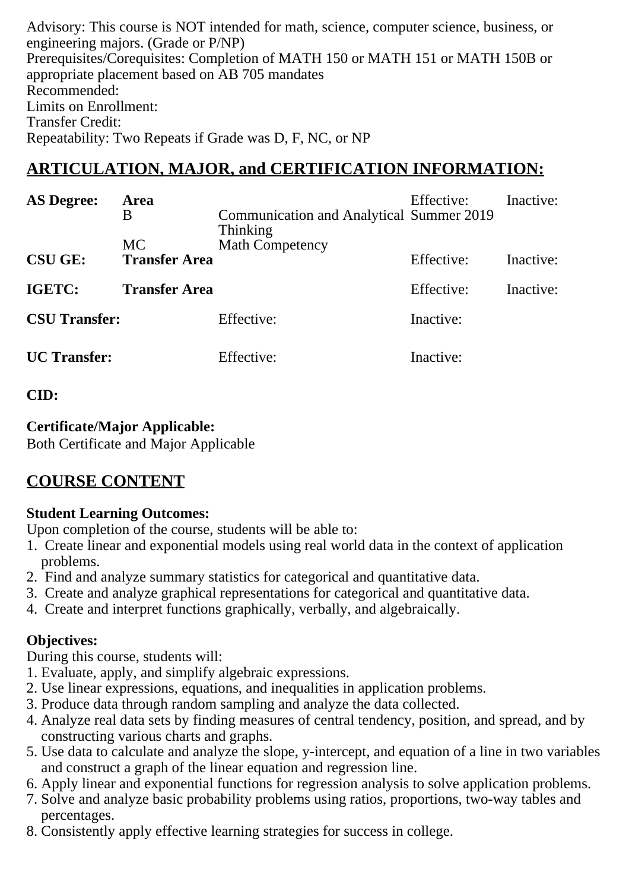Advisory: This course is NOT intended for math, science, computer science, business, or engineering majors. (Grade or P/NP)
Prerequisites/Corequisites: Completion of MATH 150 or MATH 151 or MATH 150B or appropriate placement based on AB 705 mandates
Recommended:
Limits on Enrollment:
Transfer Credit:
Repeatability: Two Repeats if Grade was D, F, NC, or NP

## ARTICULATION, MAJOR, and CERTIFICATION INFORMATION:

| **AS Degree:** | **Area** | | Effective: | Inactive: |
|---|---|---|---|---|
| | B | Communication and Analytical Thinking | Summer 2019 | |
| | MC | Math Competency | | |
| **CSU GE:** | **Transfer Area** | | Effective: | Inactive: |
| **IGETC:** | **Transfer Area** | | Effective: | Inactive: |
| **CSU Transfer:** | | Effective: | Inactive: | |
| **UC Transfer:** | | Effective: | Inactive: | |

**CID:**

**Certificate/Major Applicable:**
Both Certificate and Major Applicable

## COURSE CONTENT

**Student Learning Outcomes:**
Upon completion of the course, students will be able to:

1. Create linear and exponential models using real world data in the context of application problems.
2. Find and analyze summary statistics for categorical and quantitative data.
3. Create and analyze graphical representations for categorical and quantitative data.
4. Create and interpret functions graphically, verbally, and algebraically.

**Objectives:**
During this course, students will:

1. Evaluate, apply, and simplify algebraic expressions.
2. Use linear expressions, equations, and inequalities in application problems.
3. Produce data through random sampling and analyze the data collected.
4. Analyze real data sets by finding measures of central tendency, position, and spread, and by constructing various charts and graphs.
5. Use data to calculate and analyze the slope, y-intercept, and equation of a line in two variables and construct a graph of the linear equation and regression line.
6. Apply linear and exponential functions for regression analysis to solve application problems.
7. Solve and analyze basic probability problems using ratios, proportions, two-way tables and percentages.
8. Consistently apply effective learning strategies for success in college.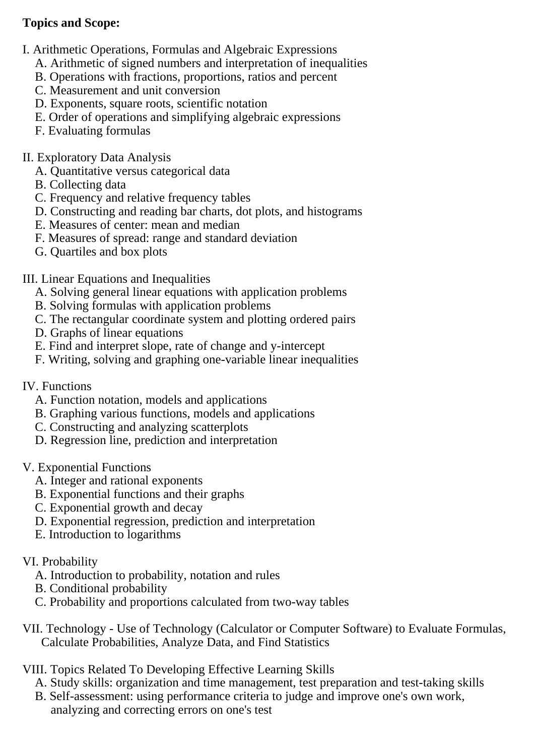**Topics and Scope:**

I. Arithmetic Operations, Formulas and Algebraic Expressions
- A. Arithmetic of signed numbers and interpretation of inequalities
- B. Operations with fractions, proportions, ratios and percent
- C. Measurement and unit conversion
- D. Exponents, square roots, scientific notation
- E. Order of operations and simplifying algebraic expressions
- F. Evaluating formulas

II. Exploratory Data Analysis
- A. Quantitative versus categorical data
- B. Collecting data
- C. Frequency and relative frequency tables
- D. Constructing and reading bar charts, dot plots, and histograms
- E. Measures of center: mean and median
- F. Measures of spread: range and standard deviation
- G. Quartiles and box plots

III. Linear Equations and Inequalities
- A. Solving general linear equations with application problems
- B. Solving formulas with application problems
- C. The rectangular coordinate system and plotting ordered pairs
- D. Graphs of linear equations
- E. Find and interpret slope, rate of change and y-intercept
- F. Writing, solving and graphing one-variable linear inequalities

IV. Functions
- A. Function notation, models and applications
- B. Graphing various functions, models and applications
- C. Constructing and analyzing scatterplots
- D. Regression line, prediction and interpretation

V. Exponential Functions
- A. Integer and rational exponents
- B. Exponential functions and their graphs
- C. Exponential growth and decay
- D. Exponential regression, prediction and interpretation
- E. Introduction to logarithms

VI. Probability
- A. Introduction to probability, notation and rules
- B. Conditional probability
- C. Probability and proportions calculated from two-way tables

VII. Technology - Use of Technology (Calculator or Computer Software) to Evaluate Formulas, Calculate Probabilities, Analyze Data, and Find Statistics

VIII. Topics Related To Developing Effective Learning Skills
- A. Study skills: organization and time management, test preparation and test-taking skills
- B. Self-assessment: using performance criteria to judge and improve one's own work, analyzing and correcting errors on one's test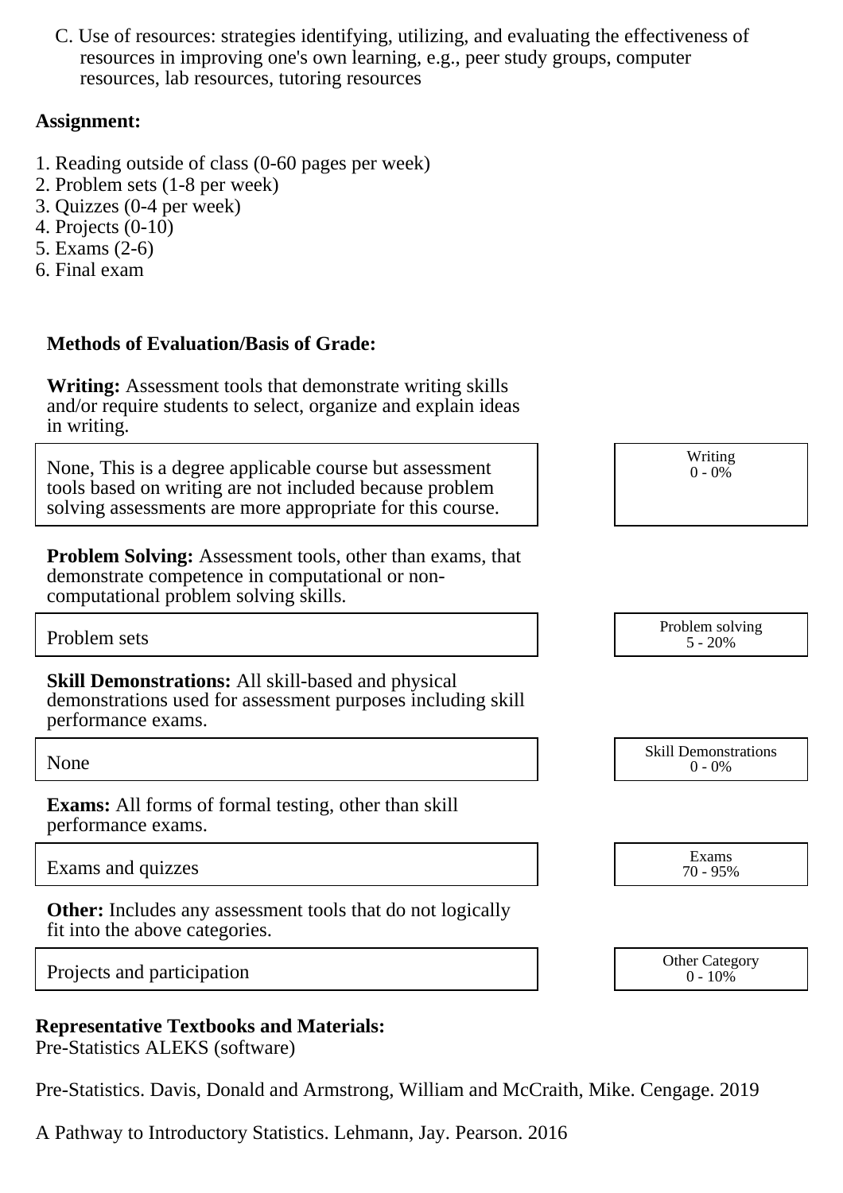C. Use of resources: strategies identifying, utilizing, and evaluating the effectiveness of resources in improving one's own learning, e.g., peer study groups, computer resources, lab resources, tutoring resources

**Assignment:**

1. Reading outside of class (0-60 pages per week)
2. Problem sets (1-8 per week)
3. Quizzes (0-4 per week)
4. Projects (0-10)
5. Exams (2-6)
6. Final exam

**Methods of Evaluation/Basis of Grade:**

**Writing:** Assessment tools that demonstrate writing skills and/or require students to select, organize and explain ideas in writing.

| | |
|---|---|
| None, This is a degree applicable course but assessment tools based on writing are not included because problem solving assessments are more appropriate for this course. | Writing<br>0 - 0% |

**Problem Solving:** Assessment tools, other than exams, that demonstrate competence in computational or non-computational problem solving skills.

| | |
|---|---|
| Problem sets | Problem solving<br>5 - 20% |

**Skill Demonstrations:** All skill-based and physical demonstrations used for assessment purposes including skill performance exams.

| | |
|---|---|
| None | Skill Demonstrations<br>0 - 0% |

**Exams:** All forms of formal testing, other than skill performance exams.

| | |
|---|---|
| Exams and quizzes | Exams<br>70 - 95% |

**Other:** Includes any assessment tools that do not logically fit into the above categories.

| | |
|---|---|
| Projects and participation | Other Category<br>0 - 10% |

**Representative Textbooks and Materials:**

Pre-Statistics ALEKS (software)

Pre-Statistics. Davis, Donald and Armstrong, William and McCraith, Mike. Cengage. 2019

A Pathway to Introductory Statistics. Lehmann, Jay. Pearson. 2016